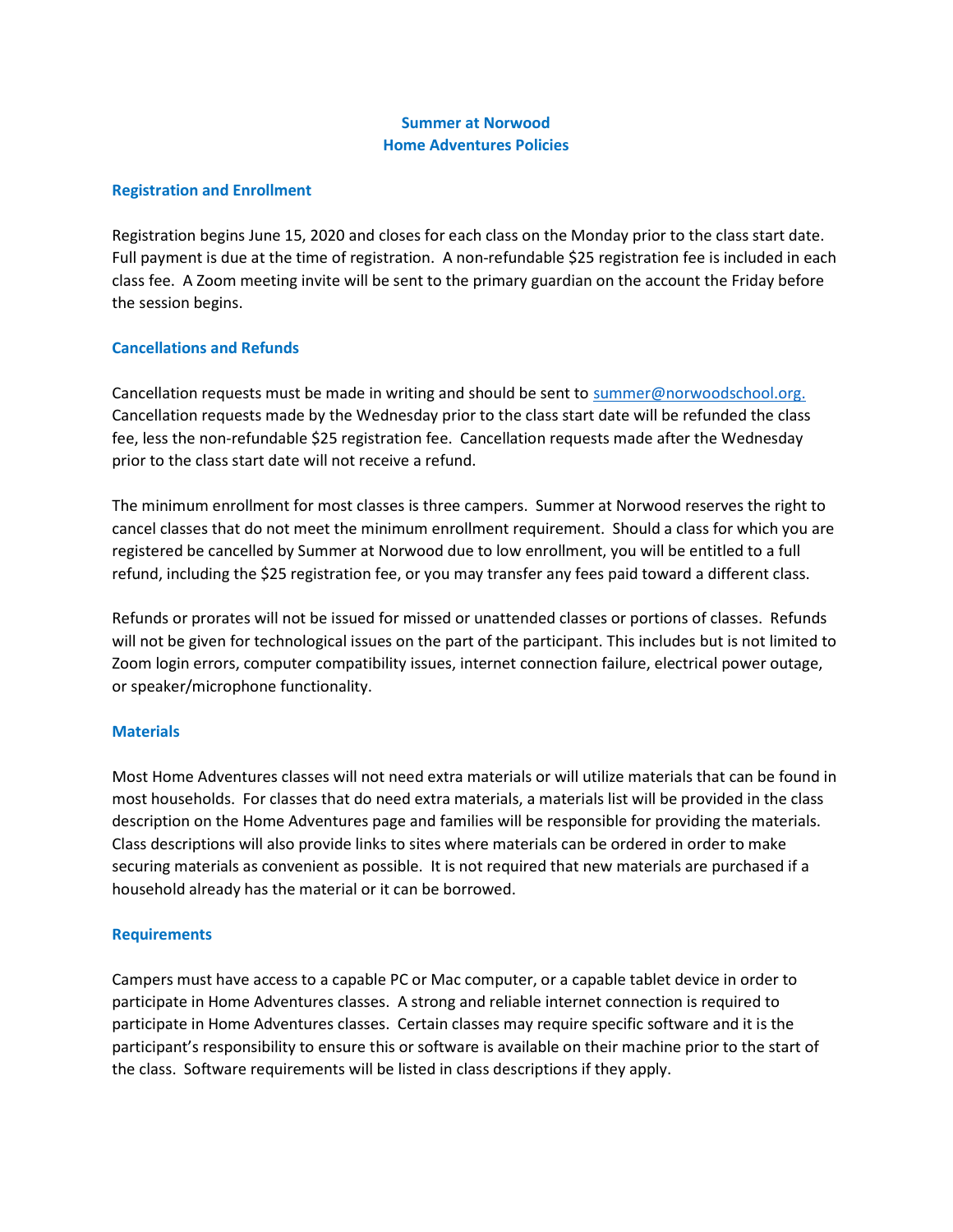# Summer at Norwood
# Home Adventures Policies

## Registration and Enrollment

Registration begins June 15, 2020 and closes for each class on the Monday prior to the class start date. Full payment is due at the time of registration. A non-refundable $25 registration fee is included in each class fee. A Zoom meeting invite will be sent to the primary guardian on the account the Friday before the session begins.

## Cancellations and Refunds

Cancellation requests must be made in writing and should be sent to summer@norwoodschool.org. Cancellation requests made by the Wednesday prior to the class start date will be refunded the class fee, less the non-refundable $25 registration fee. Cancellation requests made after the Wednesday prior to the class start date will not receive a refund.

The minimum enrollment for most classes is three campers. Summer at Norwood reserves the right to cancel classes that do not meet the minimum enrollment requirement. Should a class for which you are registered be cancelled by Summer at Norwood due to low enrollment, you will be entitled to a full refund, including the $25 registration fee, or you may transfer any fees paid toward a different class.

Refunds or prorates will not be issued for missed or unattended classes or portions of classes. Refunds will not be given for technological issues on the part of the participant. This includes but is not limited to Zoom login errors, computer compatibility issues, internet connection failure, electrical power outage, or speaker/microphone functionality.

## Materials

Most Home Adventures classes will not need extra materials or will utilize materials that can be found in most households. For classes that do need extra materials, a materials list will be provided in the class description on the Home Adventures page and families will be responsible for providing the materials. Class descriptions will also provide links to sites where materials can be ordered in order to make securing materials as convenient as possible. It is not required that new materials are purchased if a household already has the material or it can be borrowed.

## Requirements

Campers must have access to a capable PC or Mac computer, or a capable tablet device in order to participate in Home Adventures classes. A strong and reliable internet connection is required to participate in Home Adventures classes. Certain classes may require specific software and it is the participant's responsibility to ensure this or software is available on their machine prior to the start of the class. Software requirements will be listed in class descriptions if they apply.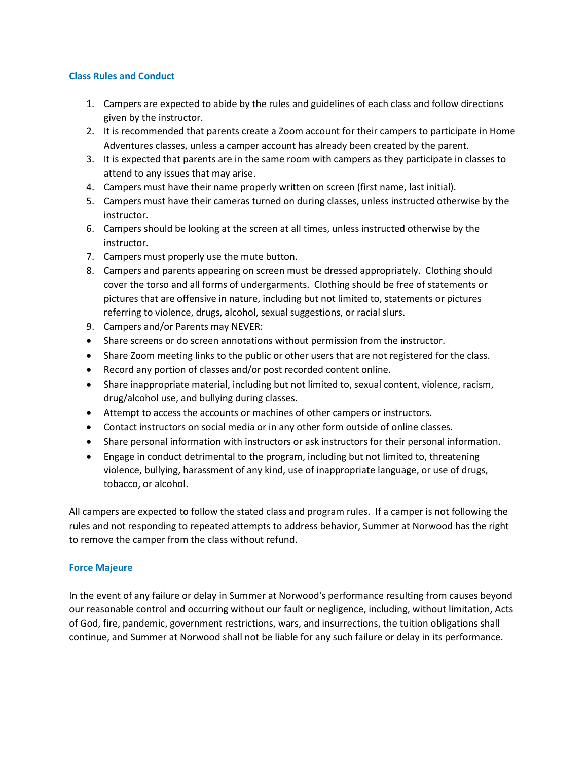### Class Rules and Conduct

1. Campers are expected to abide by the rules and guidelines of each class and follow directions given by the instructor.
2. It is recommended that parents create a Zoom account for their campers to participate in Home Adventures classes, unless a camper account has already been created by the parent.
3. It is expected that parents are in the same room with campers as they participate in classes to attend to any issues that may arise.
4. Campers must have their name properly written on screen (first name, last initial).
5. Campers must have their cameras turned on during classes, unless instructed otherwise by the instructor.
6. Campers should be looking at the screen at all times, unless instructed otherwise by the instructor.
7. Campers must properly use the mute button.
8. Campers and parents appearing on screen must be dressed appropriately. Clothing should cover the torso and all forms of undergarments. Clothing should be free of statements or pictures that are offensive in nature, including but not limited to, statements or pictures referring to violence, drugs, alcohol, sexual suggestions, or racial slurs.
9. Campers and/or Parents may NEVER:

- Share screens or do screen annotations without permission from the instructor.
- Share Zoom meeting links to the public or other users that are not registered for the class.
- Record any portion of classes and/or post recorded content online.
- Share inappropriate material, including but not limited to, sexual content, violence, racism, drug/alcohol use, and bullying during classes.
- Attempt to access the accounts or machines of other campers or instructors.
- Contact instructors on social media or in any other form outside of online classes.
- Share personal information with instructors or ask instructors for their personal information.
- Engage in conduct detrimental to the program, including but not limited to, threatening violence, bullying, harassment of any kind, use of inappropriate language, or use of drugs, tobacco, or alcohol.

All campers are expected to follow the stated class and program rules. If a camper is not following the rules and not responding to repeated attempts to address behavior, Summer at Norwood has the right to remove the camper from the class without refund.

### Force Majeure

In the event of any failure or delay in Summer at Norwood's performance resulting from causes beyond our reasonable control and occurring without our fault or negligence, including, without limitation, Acts of God, fire, pandemic, government restrictions, wars, and insurrections, the tuition obligations shall continue, and Summer at Norwood shall not be liable for any such failure or delay in its performance.